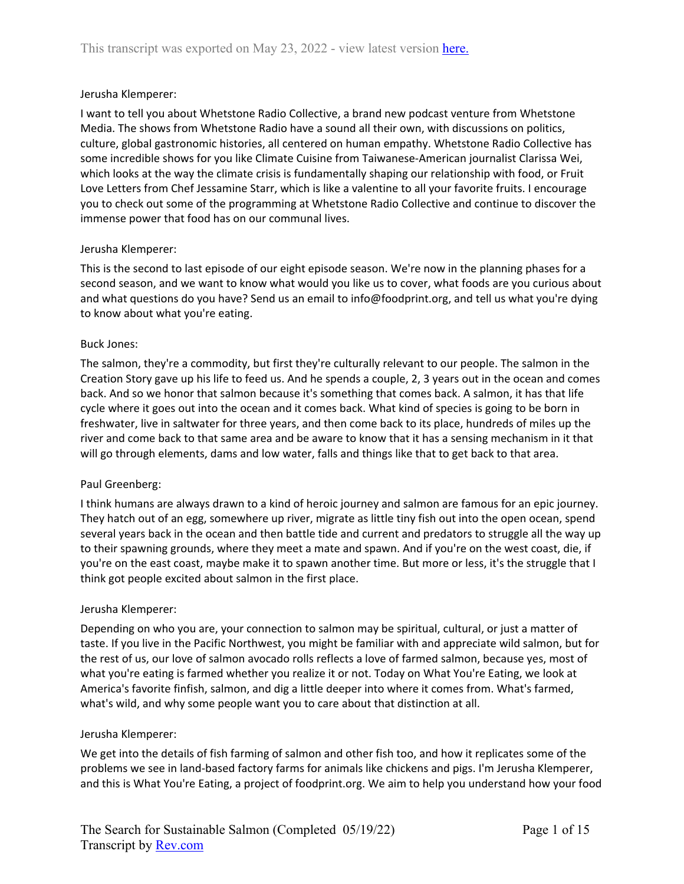This transcript was exported on May 23, 2022 - view latest version here.

Jerusha Klemperer:

I want to tell you about Whetstone Radio Collective, a brand new podcast venture from Whetstone Media. The shows from Whetstone Radio have a sound all their own, with discussions on politics, culture, global gastronomic histories, all centered on human empathy. Whetstone Radio Collective has some incredible shows for you like Climate Cuisine from Taiwanese-American journalist Clarissa Wei, which looks at the way the climate crisis is fundamentally shaping our relationship with food, or Fruit Love Letters from Chef Jessamine Starr, which is like a valentine to all your favorite fruits. I encourage you to check out some of the programming at Whetstone Radio Collective and continue to discover the immense power that food has on our communal lives.

Jerusha Klemperer:

This is the second to last episode of our eight episode season. We're now in the planning phases for a second season, and we want to know what would you like us to cover, what foods are you curious about and what questions do you have? Send us an email to info@foodprint.org, and tell us what you're dying to know about what you're eating.

Buck Jones:

The salmon, they're a commodity, but first they're culturally relevant to our people. The salmon in the Creation Story gave up his life to feed us. And he spends a couple, 2, 3 years out in the ocean and comes back. And so we honor that salmon because it's something that comes back. A salmon, it has that life cycle where it goes out into the ocean and it comes back. What kind of species is going to be born in freshwater, live in saltwater for three years, and then come back to its place, hundreds of miles up the river and come back to that same area and be aware to know that it has a sensing mechanism in it that will go through elements, dams and low water, falls and things like that to get back to that area.

Paul Greenberg:

I think humans are always drawn to a kind of heroic journey and salmon are famous for an epic journey. They hatch out of an egg, somewhere up river, migrate as little tiny fish out into the open ocean, spend several years back in the ocean and then battle tide and current and predators to struggle all the way up to their spawning grounds, where they meet a mate and spawn. And if you're on the west coast, die, if you're on the east coast, maybe make it to spawn another time. But more or less, it's the struggle that I think got people excited about salmon in the first place.

Jerusha Klemperer:

Depending on who you are, your connection to salmon may be spiritual, cultural, or just a matter of taste. If you live in the Pacific Northwest, you might be familiar with and appreciate wild salmon, but for the rest of us, our love of salmon avocado rolls reflects a love of farmed salmon, because yes, most of what you're eating is farmed whether you realize it or not. Today on What You're Eating, we look at America's favorite finfish, salmon, and dig a little deeper into where it comes from. What's farmed, what's wild, and why some people want you to care about that distinction at all.

Jerusha Klemperer:

We get into the details of fish farming of salmon and other fish too, and how it replicates some of the problems we see in land-based factory farms for animals like chickens and pigs. I'm Jerusha Klemperer, and this is What You're Eating, a project of foodprint.org. We aim to help you understand how your food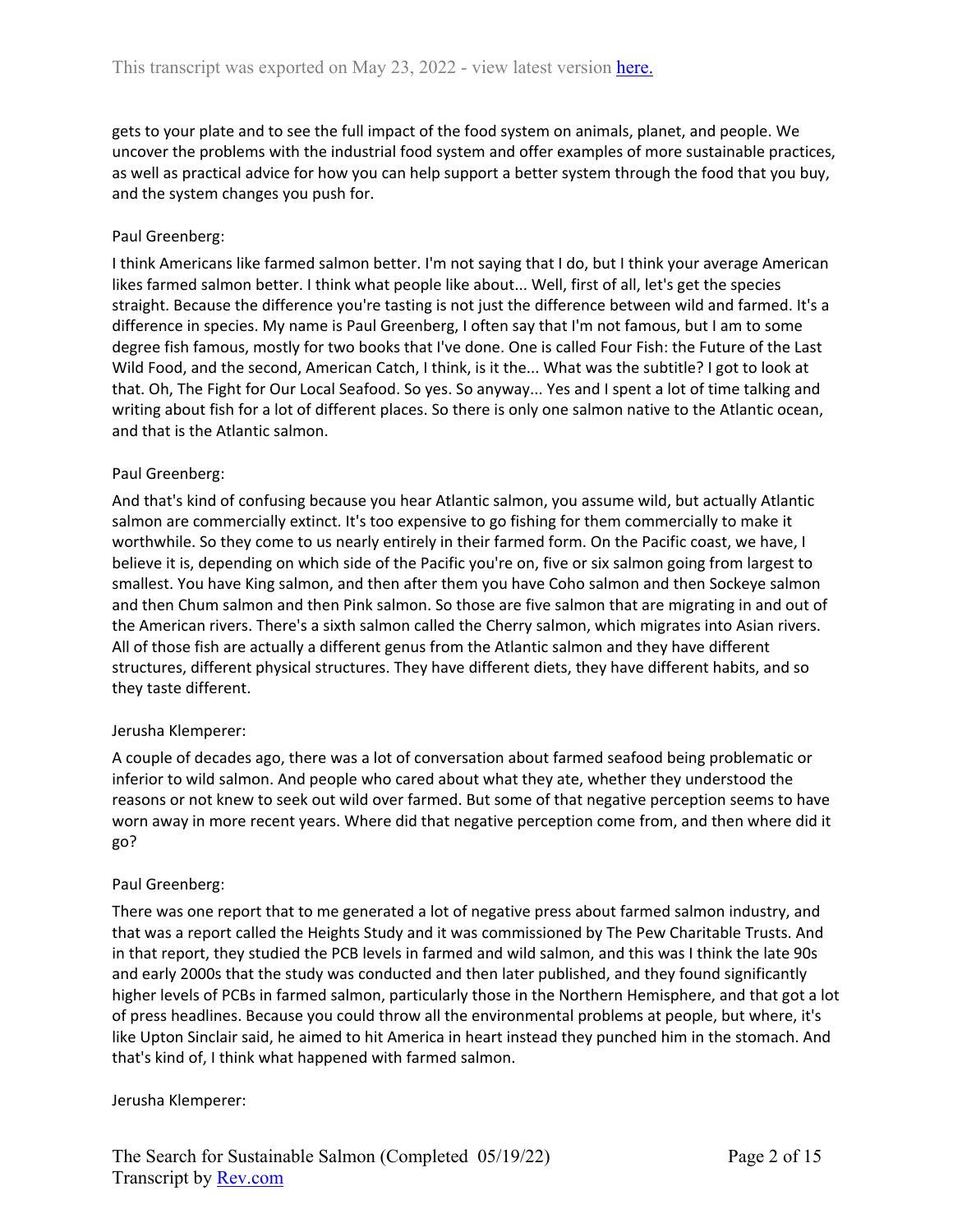gets to your plate and to see the full impact of the food system on animals, planet, and people. We uncover the problems with the industrial food system and offer examples of more sustainable practices, as well as practical advice for how you can help support a better system through the food that you buy, and the system changes you push for.

Paul Greenberg:

I think Americans like farmed salmon better. I'm not saying that I do, but I think your average American likes farmed salmon better. I think what people like about... Well, first of all, let's get the species straight. Because the difference you're tasting is not just the difference between wild and farmed. It's a difference in species. My name is Paul Greenberg, I often say that I'm not famous, but I am to some degree fish famous, mostly for two books that I've done. One is called Four Fish: the Future of the Last Wild Food, and the second, American Catch, I think, is it the... What was the subtitle? I got to look at that. Oh, The Fight for Our Local Seafood. So yes. So anyway... Yes and I spent a lot of time talking and writing about fish for a lot of different places. So there is only one salmon native to the Atlantic ocean, and that is the Atlantic salmon.

Paul Greenberg:

And that's kind of confusing because you hear Atlantic salmon, you assume wild, but actually Atlantic salmon are commercially extinct. It's too expensive to go fishing for them commercially to make it worthwhile. So they come to us nearly entirely in their farmed form. On the Pacific coast, we have, I believe it is, depending on which side of the Pacific you're on, five or six salmon going from largest to smallest. You have King salmon, and then after them you have Coho salmon and then Sockeye salmon and then Chum salmon and then Pink salmon. So those are five salmon that are migrating in and out of the American rivers. There's a sixth salmon called the Cherry salmon, which migrates into Asian rivers. All of those fish are actually a different genus from the Atlantic salmon and they have different structures, different physical structures. They have different diets, they have different habits, and so they taste different.

Jerusha Klemperer:

A couple of decades ago, there was a lot of conversation about farmed seafood being problematic or inferior to wild salmon. And people who cared about what they ate, whether they understood the reasons or not knew to seek out wild over farmed. But some of that negative perception seems to have worn away in more recent years. Where did that negative perception come from, and then where did it go?

Paul Greenberg:

There was one report that to me generated a lot of negative press about farmed salmon industry, and that was a report called the Heights Study and it was commissioned by The Pew Charitable Trusts. And in that report, they studied the PCB levels in farmed and wild salmon, and this was I think the late 90s and early 2000s that the study was conducted and then later published, and they found significantly higher levels of PCBs in farmed salmon, particularly those in the Northern Hemisphere, and that got a lot of press headlines. Because you could throw all the environmental problems at people, but where, it's like Upton Sinclair said, he aimed to hit America in heart instead they punched him in the stomach. And that's kind of, I think what happened with farmed salmon.

Jerusha Klemperer: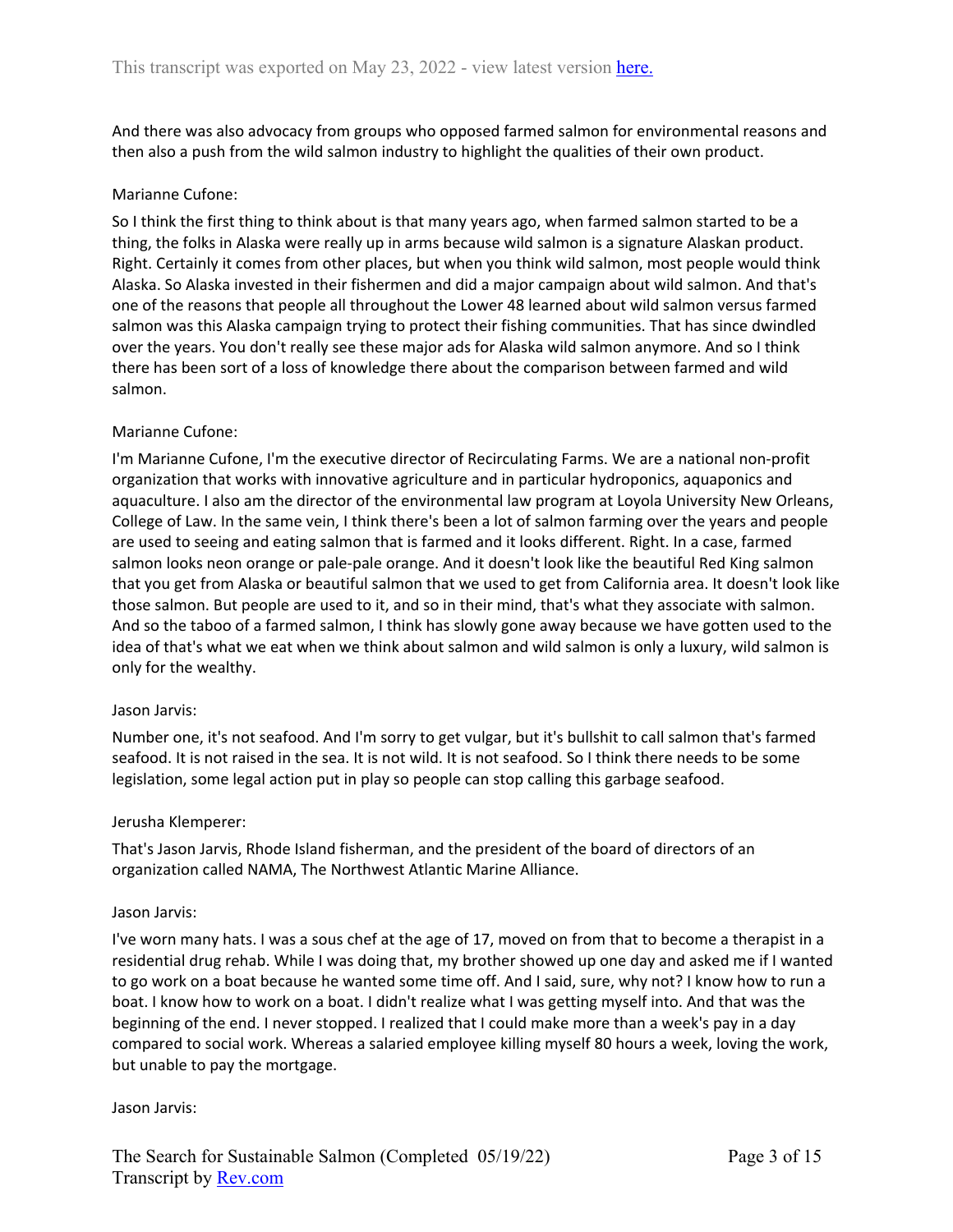And there was also advocacy from groups who opposed farmed salmon for environmental reasons and then also a push from the wild salmon industry to highlight the qualities of their own product.

Marianne Cufone:

So I think the first thing to think about is that many years ago, when farmed salmon started to be a thing, the folks in Alaska were really up in arms because wild salmon is a signature Alaskan product. Right. Certainly it comes from other places, but when you think wild salmon, most people would think Alaska. So Alaska invested in their fishermen and did a major campaign about wild salmon. And that's one of the reasons that people all throughout the Lower 48 learned about wild salmon versus farmed salmon was this Alaska campaign trying to protect their fishing communities. That has since dwindled over the years. You don't really see these major ads for Alaska wild salmon anymore. And so I think there has been sort of a loss of knowledge there about the comparison between farmed and wild salmon.

Marianne Cufone:

I'm Marianne Cufone, I'm the executive director of Recirculating Farms. We are a national non-profit organization that works with innovative agriculture and in particular hydroponics, aquaponics and aquaculture. I also am the director of the environmental law program at Loyola University New Orleans, College of Law. In the same vein, I think there's been a lot of salmon farming over the years and people are used to seeing and eating salmon that is farmed and it looks different. Right. In a case, farmed salmon looks neon orange or pale-pale orange. And it doesn't look like the beautiful Red King salmon that you get from Alaska or beautiful salmon that we used to get from California area. It doesn't look like those salmon. But people are used to it, and so in their mind, that's what they associate with salmon. And so the taboo of a farmed salmon, I think has slowly gone away because we have gotten used to the idea of that's what we eat when we think about salmon and wild salmon is only a luxury, wild salmon is only for the wealthy.

Jason Jarvis:

Number one, it's not seafood. And I'm sorry to get vulgar, but it's bullshit to call salmon that's farmed seafood. It is not raised in the sea. It is not wild. It is not seafood. So I think there needs to be some legislation, some legal action put in play so people can stop calling this garbage seafood.

Jerusha Klemperer:

That's Jason Jarvis, Rhode Island fisherman, and the president of the board of directors of an organization called NAMA, The Northwest Atlantic Marine Alliance.

Jason Jarvis:

I've worn many hats. I was a sous chef at the age of 17, moved on from that to become a therapist in a residential drug rehab. While I was doing that, my brother showed up one day and asked me if I wanted to go work on a boat because he wanted some time off. And I said, sure, why not? I know how to run a boat. I know how to work on a boat. I didn't realize what I was getting myself into. And that was the beginning of the end. I never stopped. I realized that I could make more than a week's pay in a day compared to social work. Whereas a salaried employee killing myself 80 hours a week, loving the work, but unable to pay the mortgage.

Jason Jarvis: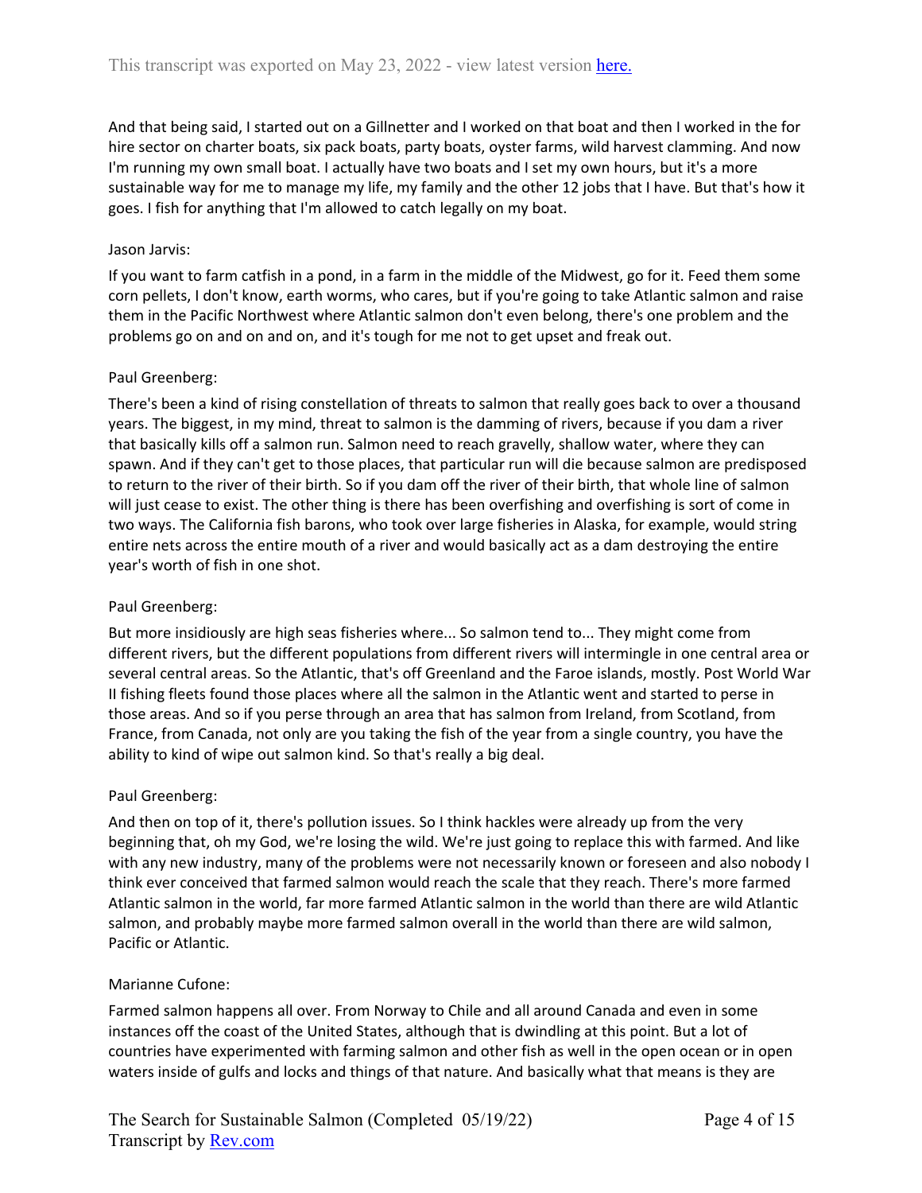And that being said, I started out on a Gillnetter and I worked on that boat and then I worked in the for hire sector on charter boats, six pack boats, party boats, oyster farms, wild harvest clamming. And now I'm running my own small boat. I actually have two boats and I set my own hours, but it's a more sustainable way for me to manage my life, my family and the other 12 jobs that I have. But that's how it goes. I fish for anything that I'm allowed to catch legally on my boat.

Jason Jarvis:

If you want to farm catfish in a pond, in a farm in the middle of the Midwest, go for it. Feed them some corn pellets, I don't know, earth worms, who cares, but if you're going to take Atlantic salmon and raise them in the Pacific Northwest where Atlantic salmon don't even belong, there's one problem and the problems go on and on and on, and it's tough for me not to get upset and freak out.

Paul Greenberg:

There's been a kind of rising constellation of threats to salmon that really goes back to over a thousand years. The biggest, in my mind, threat to salmon is the damming of rivers, because if you dam a river that basically kills off a salmon run. Salmon need to reach gravelly, shallow water, where they can spawn. And if they can't get to those places, that particular run will die because salmon are predisposed to return to the river of their birth. So if you dam off the river of their birth, that whole line of salmon will just cease to exist. The other thing is there has been overfishing and overfishing is sort of come in two ways. The California fish barons, who took over large fisheries in Alaska, for example, would string entire nets across the entire mouth of a river and would basically act as a dam destroying the entire year's worth of fish in one shot.

Paul Greenberg:

But more insidiously are high seas fisheries where... So salmon tend to... They might come from different rivers, but the different populations from different rivers will intermingle in one central area or several central areas. So the Atlantic, that's off Greenland and the Faroe islands, mostly. Post World War II fishing fleets found those places where all the salmon in the Atlantic went and started to perse in those areas. And so if you perse through an area that has salmon from Ireland, from Scotland, from France, from Canada, not only are you taking the fish of the year from a single country, you have the ability to kind of wipe out salmon kind. So that's really a big deal.

Paul Greenberg:

And then on top of it, there's pollution issues. So I think hackles were already up from the very beginning that, oh my God, we're losing the wild. We're just going to replace this with farmed. And like with any new industry, many of the problems were not necessarily known or foreseen and also nobody I think ever conceived that farmed salmon would reach the scale that they reach. There's more farmed Atlantic salmon in the world, far more farmed Atlantic salmon in the world than there are wild Atlantic salmon, and probably maybe more farmed salmon overall in the world than there are wild salmon, Pacific or Atlantic.

Marianne Cufone:

Farmed salmon happens all over. From Norway to Chile and all around Canada and even in some instances off the coast of the United States, although that is dwindling at this point. But a lot of countries have experimented with farming salmon and other fish as well in the open ocean or in open waters inside of gulfs and locks and things of that nature. And basically what that means is they are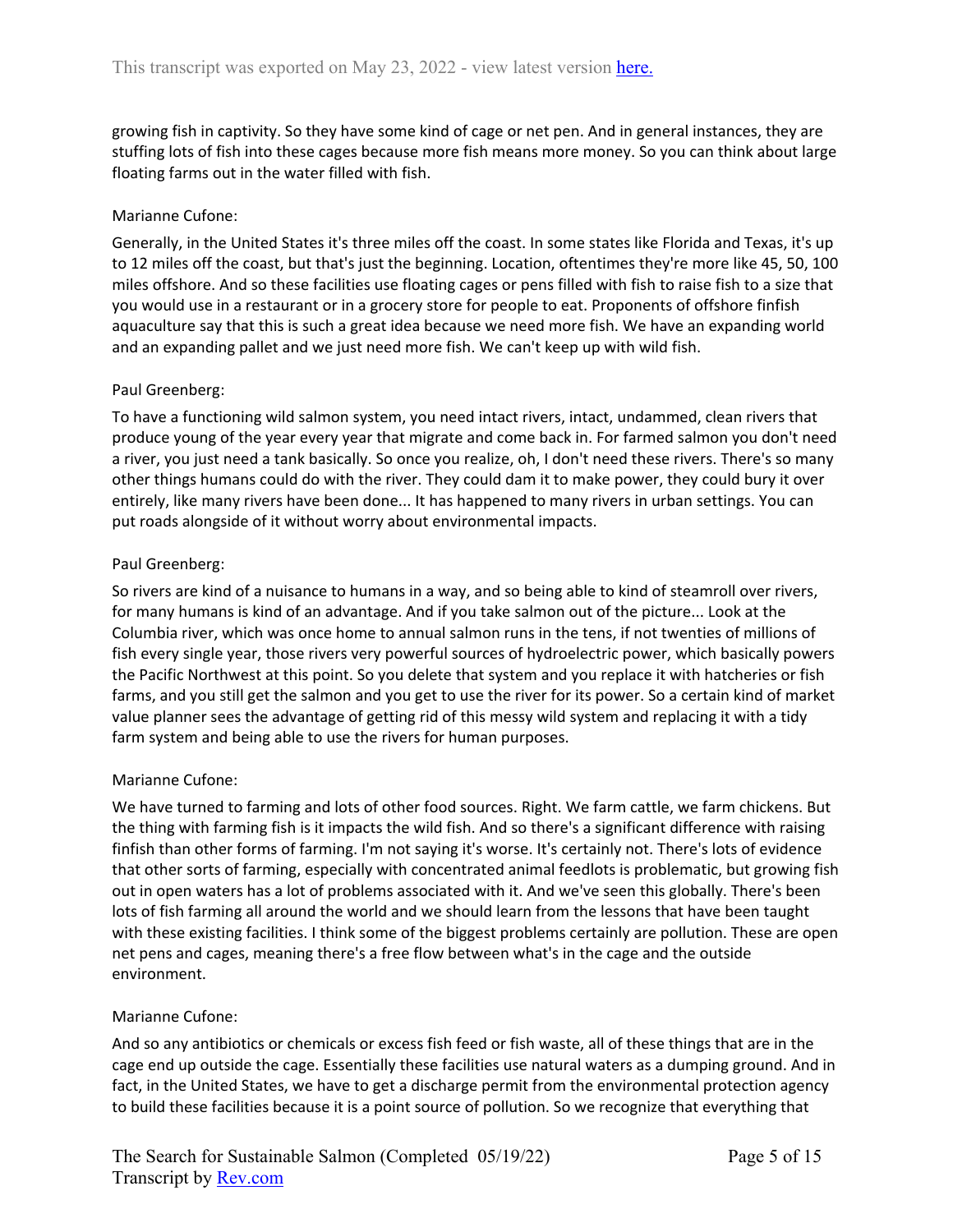growing fish in captivity. So they have some kind of cage or net pen. And in general instances, they are stuffing lots of fish into these cages because more fish means more money. So you can think about large floating farms out in the water filled with fish.

Marianne Cufone:

Generally, in the United States it's three miles off the coast. In some states like Florida and Texas, it's up to 12 miles off the coast, but that's just the beginning. Location, oftentimes they're more like 45, 50, 100 miles offshore. And so these facilities use floating cages or pens filled with fish to raise fish to a size that you would use in a restaurant or in a grocery store for people to eat. Proponents of offshore finfish aquaculture say that this is such a great idea because we need more fish. We have an expanding world and an expanding pallet and we just need more fish. We can't keep up with wild fish.

Paul Greenberg:

To have a functioning wild salmon system, you need intact rivers, intact, undammed, clean rivers that produce young of the year every year that migrate and come back in. For farmed salmon you don't need a river, you just need a tank basically. So once you realize, oh, I don't need these rivers. There's so many other things humans could do with the river. They could dam it to make power, they could bury it over entirely, like many rivers have been done... It has happened to many rivers in urban settings. You can put roads alongside of it without worry about environmental impacts.

Paul Greenberg:

So rivers are kind of a nuisance to humans in a way, and so being able to kind of steamroll over rivers, for many humans is kind of an advantage. And if you take salmon out of the picture... Look at the Columbia river, which was once home to annual salmon runs in the tens, if not twenties of millions of fish every single year, those rivers very powerful sources of hydroelectric power, which basically powers the Pacific Northwest at this point. So you delete that system and you replace it with hatcheries or fish farms, and you still get the salmon and you get to use the river for its power. So a certain kind of market value planner sees the advantage of getting rid of this messy wild system and replacing it with a tidy farm system and being able to use the rivers for human purposes.

Marianne Cufone:

We have turned to farming and lots of other food sources. Right. We farm cattle, we farm chickens. But the thing with farming fish is it impacts the wild fish. And so there's a significant difference with raising finfish than other forms of farming. I'm not saying it's worse. It's certainly not. There's lots of evidence that other sorts of farming, especially with concentrated animal feedlots is problematic, but growing fish out in open waters has a lot of problems associated with it. And we've seen this globally. There's been lots of fish farming all around the world and we should learn from the lessons that have been taught with these existing facilities. I think some of the biggest problems certainly are pollution. These are open net pens and cages, meaning there's a free flow between what's in the cage and the outside environment.

Marianne Cufone:

And so any antibiotics or chemicals or excess fish feed or fish waste, all of these things that are in the cage end up outside the cage. Essentially these facilities use natural waters as a dumping ground. And in fact, in the United States, we have to get a discharge permit from the environmental protection agency to build these facilities because it is a point source of pollution. So we recognize that everything that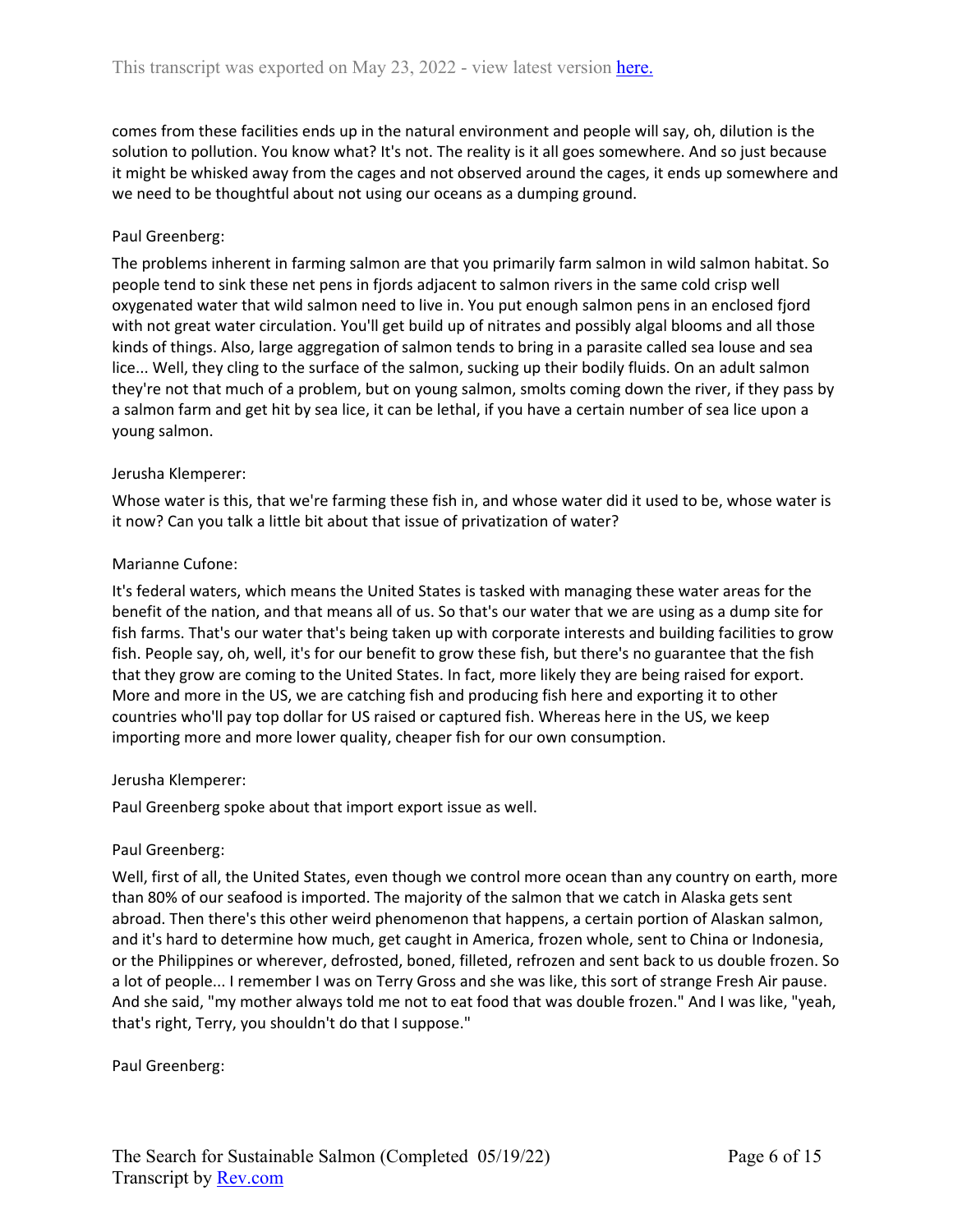comes from these facilities ends up in the natural environment and people will say, oh, dilution is the solution to pollution. You know what? It's not. The reality is it all goes somewhere. And so just because it might be whisked away from the cages and not observed around the cages, it ends up somewhere and we need to be thoughtful about not using our oceans as a dumping ground.

Paul Greenberg:

The problems inherent in farming salmon are that you primarily farm salmon in wild salmon habitat. So people tend to sink these net pens in fjords adjacent to salmon rivers in the same cold crisp well oxygenated water that wild salmon need to live in. You put enough salmon pens in an enclosed fjord with not great water circulation. You'll get build up of nitrates and possibly algal blooms and all those kinds of things. Also, large aggregation of salmon tends to bring in a parasite called sea louse and sea lice... Well, they cling to the surface of the salmon, sucking up their bodily fluids. On an adult salmon they're not that much of a problem, but on young salmon, smolts coming down the river, if they pass by a salmon farm and get hit by sea lice, it can be lethal, if you have a certain number of sea lice upon a young salmon.

Jerusha Klemperer:

Whose water is this, that we're farming these fish in, and whose water did it used to be, whose water is it now? Can you talk a little bit about that issue of privatization of water?

Marianne Cufone:

It's federal waters, which means the United States is tasked with managing these water areas for the benefit of the nation, and that means all of us. So that's our water that we are using as a dump site for fish farms. That's our water that's being taken up with corporate interests and building facilities to grow fish. People say, oh, well, it's for our benefit to grow these fish, but there's no guarantee that the fish that they grow are coming to the United States. In fact, more likely they are being raised for export. More and more in the US, we are catching fish and producing fish here and exporting it to other countries who'll pay top dollar for US raised or captured fish. Whereas here in the US, we keep importing more and more lower quality, cheaper fish for our own consumption.

Jerusha Klemperer:

Paul Greenberg spoke about that import export issue as well.

Paul Greenberg:

Well, first of all, the United States, even though we control more ocean than any country on earth, more than 80% of our seafood is imported. The majority of the salmon that we catch in Alaska gets sent abroad. Then there's this other weird phenomenon that happens, a certain portion of Alaskan salmon, and it's hard to determine how much, get caught in America, frozen whole, sent to China or Indonesia, or the Philippines or wherever, defrosted, boned, filleted, refrozen and sent back to us double frozen. So a lot of people... I remember I was on Terry Gross and she was like, this sort of strange Fresh Air pause. And she said, "my mother always told me not to eat food that was double frozen." And I was like, "yeah, that's right, Terry, you shouldn't do that I suppose."

Paul Greenberg: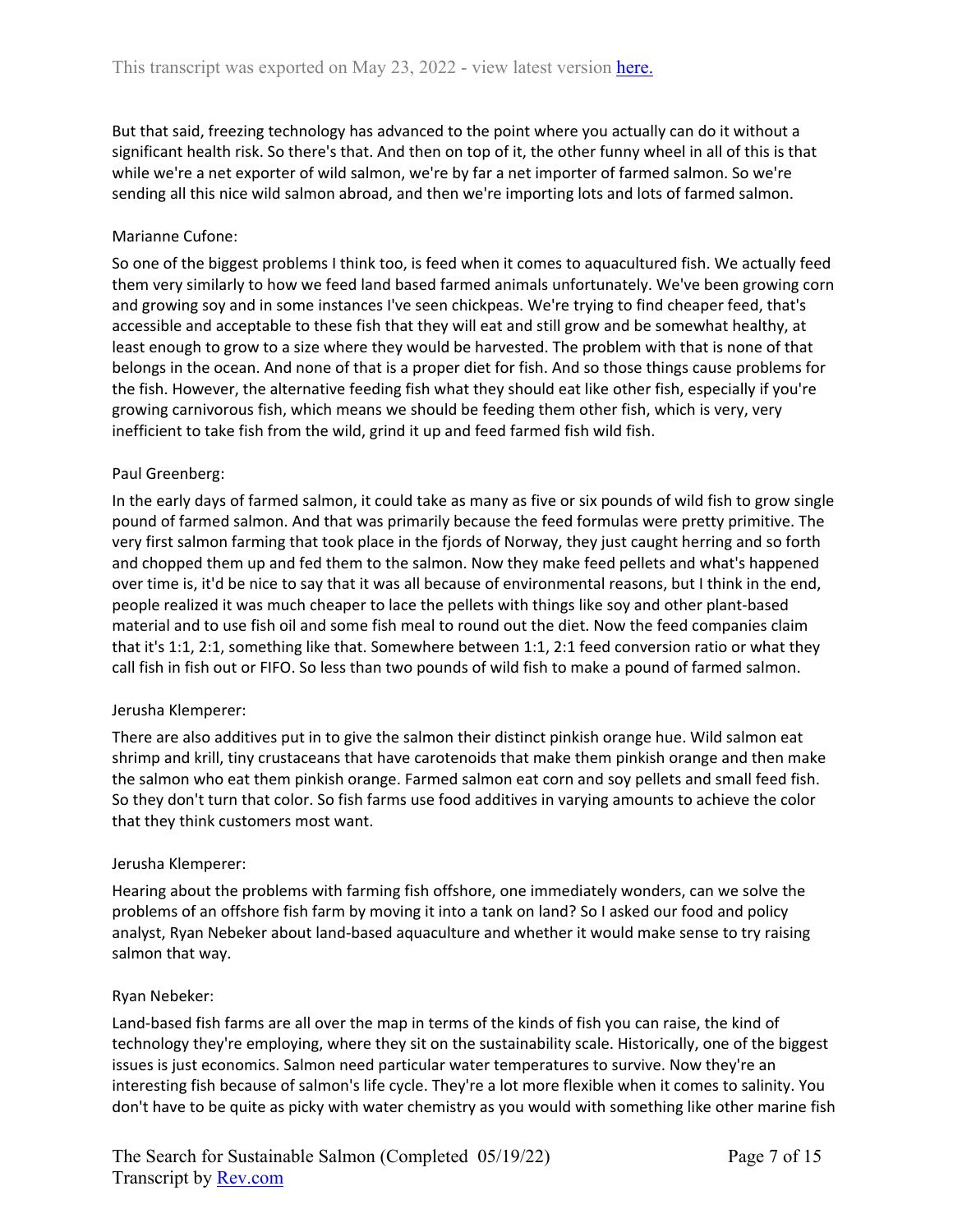But that said, freezing technology has advanced to the point where you actually can do it without a significant health risk. So there's that. And then on top of it, the other funny wheel in all of this is that while we're a net exporter of wild salmon, we're by far a net importer of farmed salmon. So we're sending all this nice wild salmon abroad, and then we're importing lots and lots of farmed salmon.

Marianne Cufone:

So one of the biggest problems I think too, is feed when it comes to aquacultured fish. We actually feed them very similarly to how we feed land based farmed animals unfortunately. We've been growing corn and growing soy and in some instances I've seen chickpeas. We're trying to find cheaper feed, that's accessible and acceptable to these fish that they will eat and still grow and be somewhat healthy, at least enough to grow to a size where they would be harvested. The problem with that is none of that belongs in the ocean. And none of that is a proper diet for fish. And so those things cause problems for the fish. However, the alternative feeding fish what they should eat like other fish, especially if you're growing carnivorous fish, which means we should be feeding them other fish, which is very, very inefficient to take fish from the wild, grind it up and feed farmed fish wild fish.

Paul Greenberg:

In the early days of farmed salmon, it could take as many as five or six pounds of wild fish to grow single pound of farmed salmon. And that was primarily because the feed formulas were pretty primitive. The very first salmon farming that took place in the fjords of Norway, they just caught herring and so forth and chopped them up and fed them to the salmon. Now they make feed pellets and what's happened over time is, it'd be nice to say that it was all because of environmental reasons, but I think in the end, people realized it was much cheaper to lace the pellets with things like soy and other plant-based material and to use fish oil and some fish meal to round out the diet. Now the feed companies claim that it's 1:1, 2:1, something like that. Somewhere between 1:1, 2:1 feed conversion ratio or what they call fish in fish out or FIFO. So less than two pounds of wild fish to make a pound of farmed salmon.

Jerusha Klemperer:

There are also additives put in to give the salmon their distinct pinkish orange hue. Wild salmon eat shrimp and krill, tiny crustaceans that have carotenoids that make them pinkish orange and then make the salmon who eat them pinkish orange. Farmed salmon eat corn and soy pellets and small feed fish. So they don't turn that color. So fish farms use food additives in varying amounts to achieve the color that they think customers most want.

Jerusha Klemperer:

Hearing about the problems with farming fish offshore, one immediately wonders, can we solve the problems of an offshore fish farm by moving it into a tank on land? So I asked our food and policy analyst, Ryan Nebeker about land-based aquaculture and whether it would make sense to try raising salmon that way.

Ryan Nebeker:

Land-based fish farms are all over the map in terms of the kinds of fish you can raise, the kind of technology they're employing, where they sit on the sustainability scale. Historically, one of the biggest issues is just economics. Salmon need particular water temperatures to survive. Now they're an interesting fish because of salmon's life cycle. They're a lot more flexible when it comes to salinity. You don't have to be quite as picky with water chemistry as you would with something like other marine fish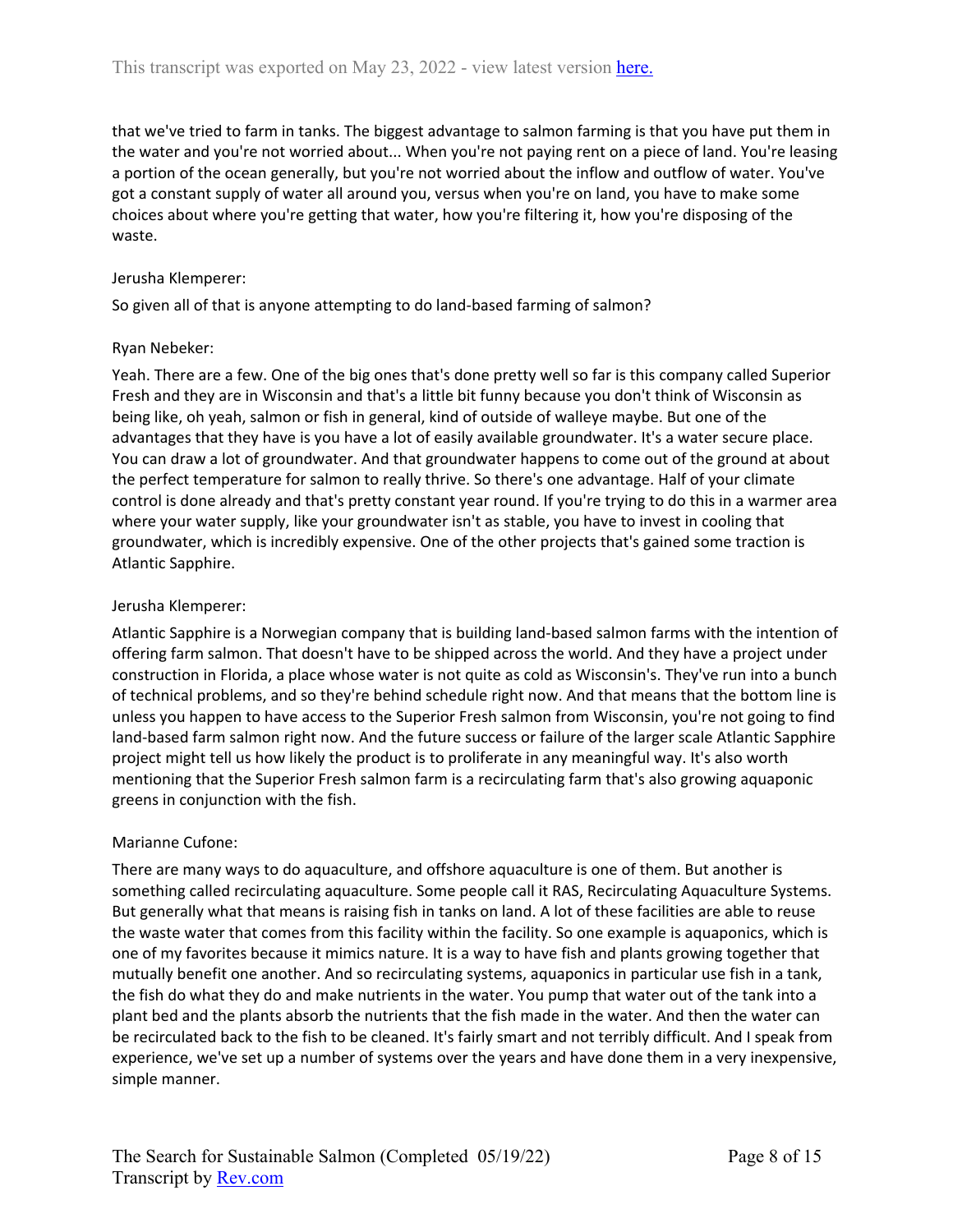that we've tried to farm in tanks. The biggest advantage to salmon farming is that you have put them in the water and you're not worried about... When you're not paying rent on a piece of land. You're leasing a portion of the ocean generally, but you're not worried about the inflow and outflow of water. You've got a constant supply of water all around you, versus when you're on land, you have to make some choices about where you're getting that water, how you're filtering it, how you're disposing of the waste.

Jerusha Klemperer:

So given all of that is anyone attempting to do land-based farming of salmon?

Ryan Nebeker:

Yeah. There are a few. One of the big ones that's done pretty well so far is this company called Superior Fresh and they are in Wisconsin and that's a little bit funny because you don't think of Wisconsin as being like, oh yeah, salmon or fish in general, kind of outside of walleye maybe. But one of the advantages that they have is you have a lot of easily available groundwater. It's a water secure place. You can draw a lot of groundwater. And that groundwater happens to come out of the ground at about the perfect temperature for salmon to really thrive. So there's one advantage. Half of your climate control is done already and that's pretty constant year round. If you're trying to do this in a warmer area where your water supply, like your groundwater isn't as stable, you have to invest in cooling that groundwater, which is incredibly expensive. One of the other projects that's gained some traction is Atlantic Sapphire.

Jerusha Klemperer:

Atlantic Sapphire is a Norwegian company that is building land-based salmon farms with the intention of offering farm salmon. That doesn't have to be shipped across the world. And they have a project under construction in Florida, a place whose water is not quite as cold as Wisconsin's. They've run into a bunch of technical problems, and so they're behind schedule right now. And that means that the bottom line is unless you happen to have access to the Superior Fresh salmon from Wisconsin, you're not going to find land-based farm salmon right now. And the future success or failure of the larger scale Atlantic Sapphire project might tell us how likely the product is to proliferate in any meaningful way. It's also worth mentioning that the Superior Fresh salmon farm is a recirculating farm that's also growing aquaponic greens in conjunction with the fish.

Marianne Cufone:

There are many ways to do aquaculture, and offshore aquaculture is one of them. But another is something called recirculating aquaculture. Some people call it RAS, Recirculating Aquaculture Systems. But generally what that means is raising fish in tanks on land. A lot of these facilities are able to reuse the waste water that comes from this facility within the facility. So one example is aquaponics, which is one of my favorites because it mimics nature. It is a way to have fish and plants growing together that mutually benefit one another. And so recirculating systems, aquaponics in particular use fish in a tank, the fish do what they do and make nutrients in the water. You pump that water out of the tank into a plant bed and the plants absorb the nutrients that the fish made in the water. And then the water can be recirculated back to the fish to be cleaned. It's fairly smart and not terribly difficult. And I speak from experience, we've set up a number of systems over the years and have done them in a very inexpensive, simple manner.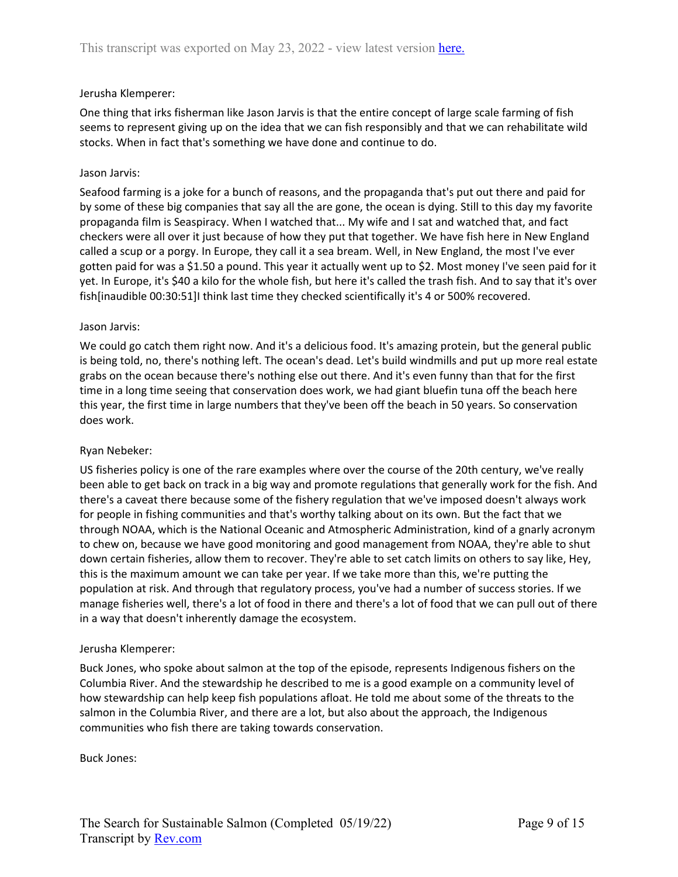Jerusha Klemperer:

One thing that irks fisherman like Jason Jarvis is that the entire concept of large scale farming of fish seems to represent giving up on the idea that we can fish responsibly and that we can rehabilitate wild stocks. When in fact that's something we have done and continue to do.

Jason Jarvis:

Seafood farming is a joke for a bunch of reasons, and the propaganda that's put out there and paid for by some of these big companies that say all the are gone, the ocean is dying. Still to this day my favorite propaganda film is Seaspiracy. When I watched that... My wife and I sat and watched that, and fact checkers were all over it just because of how they put that together. We have fish here in New England called a scup or a porgy. In Europe, they call it a sea bream. Well, in New England, the most I've ever gotten paid for was a $1.50 a pound. This year it actually went up to $2. Most money I've seen paid for it yet. In Europe, it's $40 a kilo for the whole fish, but here it's called the trash fish. And to say that it's over fish[inaudible 00:30:51]I think last time they checked scientifically it's 4 or 500% recovered.

Jason Jarvis:

We could go catch them right now. And it's a delicious food. It's amazing protein, but the general public is being told, no, there's nothing left. The ocean's dead. Let's build windmills and put up more real estate grabs on the ocean because there's nothing else out there. And it's even funny than that for the first time in a long time seeing that conservation does work, we had giant bluefin tuna off the beach here this year, the first time in large numbers that they've been off the beach in 50 years. So conservation does work.

Ryan Nebeker:

US fisheries policy is one of the rare examples where over the course of the 20th century, we've really been able to get back on track in a big way and promote regulations that generally work for the fish. And there's a caveat there because some of the fishery regulation that we've imposed doesn't always work for people in fishing communities and that's worthy talking about on its own. But the fact that we through NOAA, which is the National Oceanic and Atmospheric Administration, kind of a gnarly acronym to chew on, because we have good monitoring and good management from NOAA, they're able to shut down certain fisheries, allow them to recover. They're able to set catch limits on others to say like, Hey, this is the maximum amount we can take per year. If we take more than this, we're putting the population at risk. And through that regulatory process, you've had a number of success stories. If we manage fisheries well, there's a lot of food in there and there's a lot of food that we can pull out of there in a way that doesn't inherently damage the ecosystem.

Jerusha Klemperer:

Buck Jones, who spoke about salmon at the top of the episode, represents Indigenous fishers on the Columbia River. And the stewardship he described to me is a good example on a community level of how stewardship can help keep fish populations afloat. He told me about some of the threats to the salmon in the Columbia River, and there are a lot, but also about the approach, the Indigenous communities who fish there are taking towards conservation.

Buck Jones: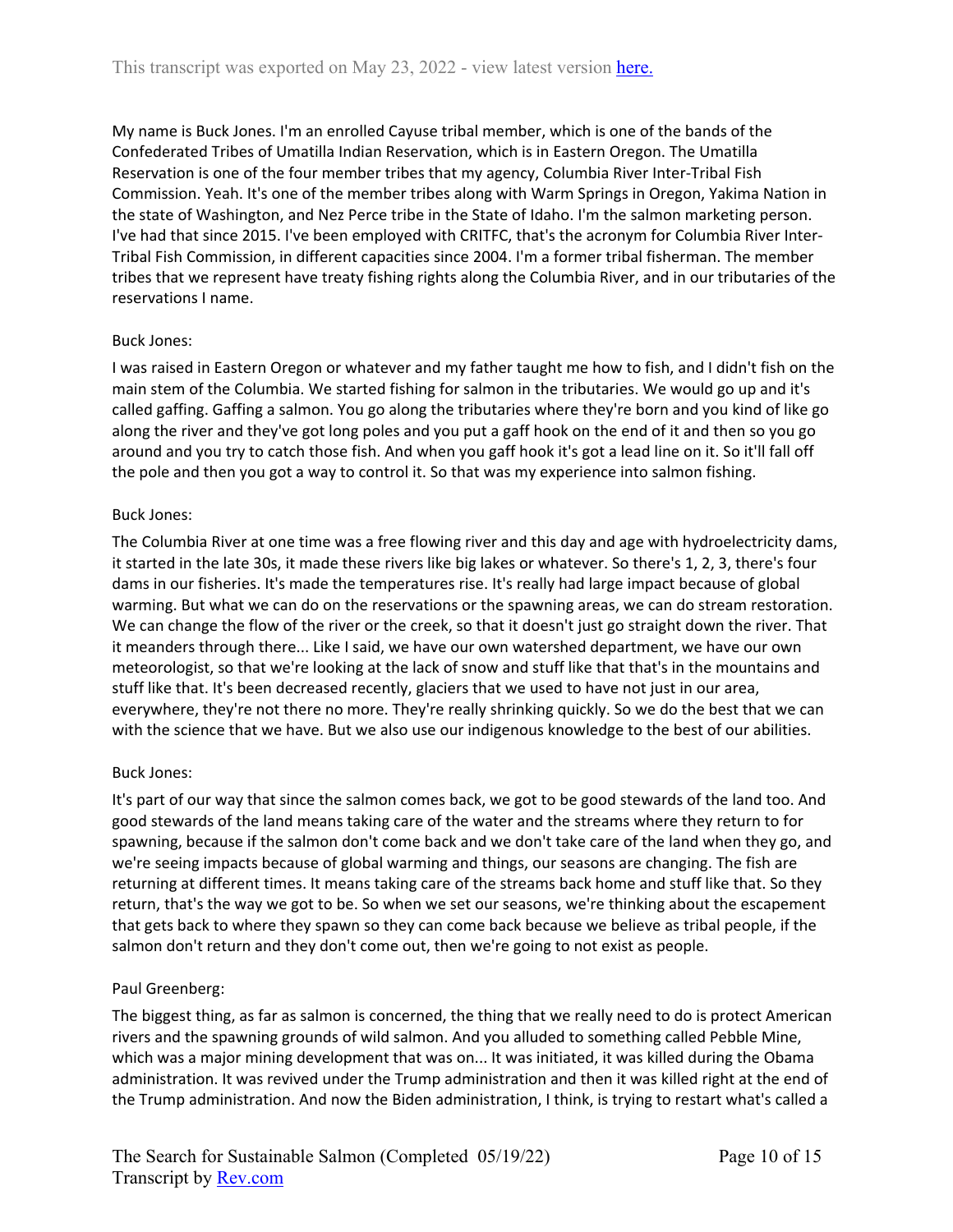My name is Buck Jones. I'm an enrolled Cayuse tribal member, which is one of the bands of the Confederated Tribes of Umatilla Indian Reservation, which is in Eastern Oregon. The Umatilla Reservation is one of the four member tribes that my agency, Columbia River Inter-Tribal Fish Commission. Yeah. It's one of the member tribes along with Warm Springs in Oregon, Yakima Nation in the state of Washington, and Nez Perce tribe in the State of Idaho. I'm the salmon marketing person. I've had that since 2015. I've been employed with CRITFC, that's the acronym for Columbia River Inter-Tribal Fish Commission, in different capacities since 2004. I'm a former tribal fisherman. The member tribes that we represent have treaty fishing rights along the Columbia River, and in our tributaries of the reservations I name.

Buck Jones:

I was raised in Eastern Oregon or whatever and my father taught me how to fish, and I didn't fish on the main stem of the Columbia. We started fishing for salmon in the tributaries. We would go up and it's called gaffing. Gaffing a salmon. You go along the tributaries where they're born and you kind of like go along the river and they've got long poles and you put a gaff hook on the end of it and then so you go around and you try to catch those fish. And when you gaff hook it's got a lead line on it. So it'll fall off the pole and then you got a way to control it. So that was my experience into salmon fishing.

Buck Jones:

The Columbia River at one time was a free flowing river and this day and age with hydroelectricity dams, it started in the late 30s, it made these rivers like big lakes or whatever. So there's 1, 2, 3, there's four dams in our fisheries. It's made the temperatures rise. It's really had large impact because of global warming. But what we can do on the reservations or the spawning areas, we can do stream restoration. We can change the flow of the river or the creek, so that it doesn't just go straight down the river. That it meanders through there... Like I said, we have our own watershed department, we have our own meteorologist, so that we're looking at the lack of snow and stuff like that that's in the mountains and stuff like that. It's been decreased recently, glaciers that we used to have not just in our area, everywhere, they're not there no more. They're really shrinking quickly. So we do the best that we can with the science that we have. But we also use our indigenous knowledge to the best of our abilities.

Buck Jones:

It's part of our way that since the salmon comes back, we got to be good stewards of the land too. And good stewards of the land means taking care of the water and the streams where they return to for spawning, because if the salmon don't come back and we don't take care of the land when they go, and we're seeing impacts because of global warming and things, our seasons are changing. The fish are returning at different times. It means taking care of the streams back home and stuff like that. So they return, that's the way we got to be. So when we set our seasons, we're thinking about the escapement that gets back to where they spawn so they can come back because we believe as tribal people, if the salmon don't return and they don't come out, then we're going to not exist as people.

Paul Greenberg:

The biggest thing, as far as salmon is concerned, the thing that we really need to do is protect American rivers and the spawning grounds of wild salmon. And you alluded to something called Pebble Mine, which was a major mining development that was on... It was initiated, it was killed during the Obama administration. It was revived under the Trump administration and then it was killed right at the end of the Trump administration. And now the Biden administration, I think, is trying to restart what's called a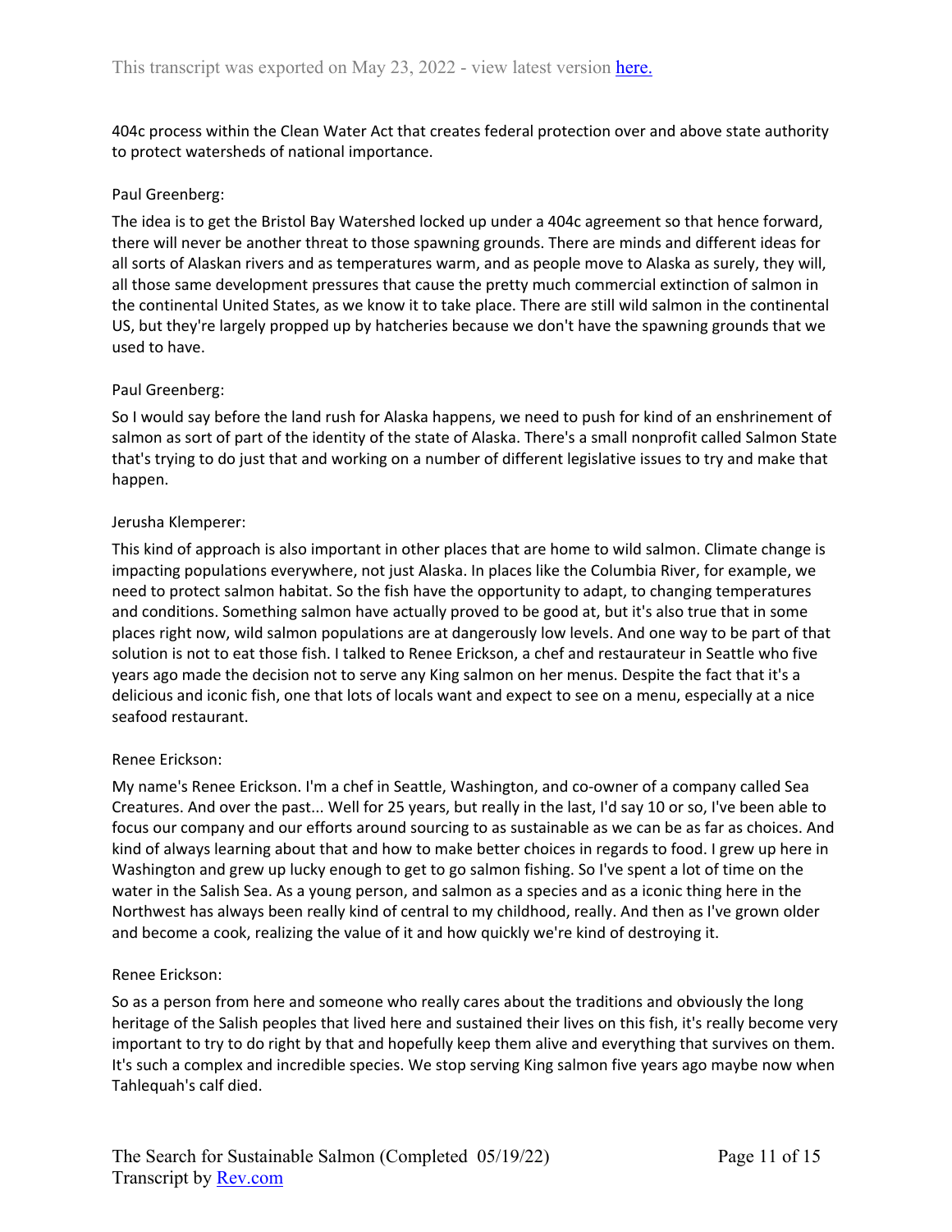404c process within the Clean Water Act that creates federal protection over and above state authority to protect watersheds of national importance.

Paul Greenberg:

The idea is to get the Bristol Bay Watershed locked up under a 404c agreement so that hence forward, there will never be another threat to those spawning grounds. There are minds and different ideas for all sorts of Alaskan rivers and as temperatures warm, and as people move to Alaska as surely, they will, all those same development pressures that cause the pretty much commercial extinction of salmon in the continental United States, as we know it to take place. There are still wild salmon in the continental US, but they're largely propped up by hatcheries because we don't have the spawning grounds that we used to have.

Paul Greenberg:

So I would say before the land rush for Alaska happens, we need to push for kind of an enshrinement of salmon as sort of part of the identity of the state of Alaska. There's a small nonprofit called Salmon State that's trying to do just that and working on a number of different legislative issues to try and make that happen.

Jerusha Klemperer:

This kind of approach is also important in other places that are home to wild salmon. Climate change is impacting populations everywhere, not just Alaska. In places like the Columbia River, for example, we need to protect salmon habitat. So the fish have the opportunity to adapt, to changing temperatures and conditions. Something salmon have actually proved to be good at, but it's also true that in some places right now, wild salmon populations are at dangerously low levels. And one way to be part of that solution is not to eat those fish. I talked to Renee Erickson, a chef and restaurateur in Seattle who five years ago made the decision not to serve any King salmon on her menus. Despite the fact that it's a delicious and iconic fish, one that lots of locals want and expect to see on a menu, especially at a nice seafood restaurant.

Renee Erickson:

My name's Renee Erickson. I'm a chef in Seattle, Washington, and co-owner of a company called Sea Creatures. And over the past... Well for 25 years, but really in the last, I'd say 10 or so, I've been able to focus our company and our efforts around sourcing to as sustainable as we can be as far as choices. And kind of always learning about that and how to make better choices in regards to food. I grew up here in Washington and grew up lucky enough to get to go salmon fishing. So I've spent a lot of time on the water in the Salish Sea. As a young person, and salmon as a species and as a iconic thing here in the Northwest has always been really kind of central to my childhood, really. And then as I've grown older and become a cook, realizing the value of it and how quickly we're kind of destroying it.

Renee Erickson:

So as a person from here and someone who really cares about the traditions and obviously the long heritage of the Salish peoples that lived here and sustained their lives on this fish, it's really become very important to try to do right by that and hopefully keep them alive and everything that survives on them. It's such a complex and incredible species. We stop serving King salmon five years ago maybe now when Tahlequah's calf died.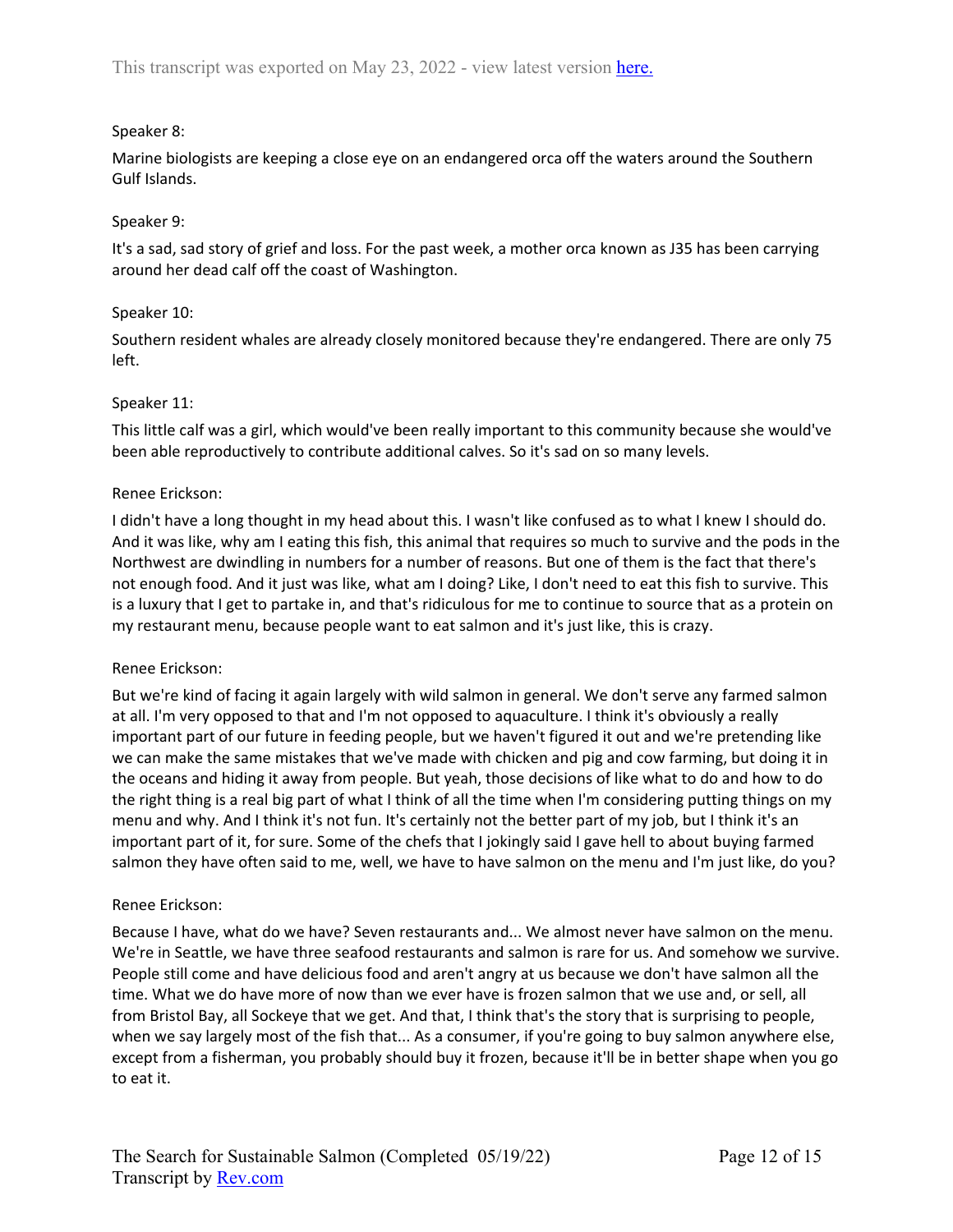Speaker 8:

Marine biologists are keeping a close eye on an endangered orca off the waters around the Southern Gulf Islands.

Speaker 9:

It's a sad, sad story of grief and loss. For the past week, a mother orca known as J35 has been carrying around her dead calf off the coast of Washington.

Speaker 10:

Southern resident whales are already closely monitored because they're endangered. There are only 75 left.

Speaker 11:

This little calf was a girl, which would've been really important to this community because she would've been able reproductively to contribute additional calves. So it's sad on so many levels.

Renee Erickson:

I didn't have a long thought in my head about this. I wasn't like confused as to what I knew I should do. And it was like, why am I eating this fish, this animal that requires so much to survive and the pods in the Northwest are dwindling in numbers for a number of reasons. But one of them is the fact that there's not enough food. And it just was like, what am I doing? Like, I don't need to eat this fish to survive. This is a luxury that I get to partake in, and that's ridiculous for me to continue to source that as a protein on my restaurant menu, because people want to eat salmon and it's just like, this is crazy.

Renee Erickson:

But we're kind of facing it again largely with wild salmon in general. We don't serve any farmed salmon at all. I'm very opposed to that and I'm not opposed to aquaculture. I think it's obviously a really important part of our future in feeding people, but we haven't figured it out and we're pretending like we can make the same mistakes that we've made with chicken and pig and cow farming, but doing it in the oceans and hiding it away from people. But yeah, those decisions of like what to do and how to do the right thing is a real big part of what I think of all the time when I'm considering putting things on my menu and why. And I think it's not fun. It's certainly not the better part of my job, but I think it's an important part of it, for sure. Some of the chefs that I jokingly said I gave hell to about buying farmed salmon they have often said to me, well, we have to have salmon on the menu and I'm just like, do you?

Renee Erickson:

Because I have, what do we have? Seven restaurants and... We almost never have salmon on the menu. We're in Seattle, we have three seafood restaurants and salmon is rare for us. And somehow we survive. People still come and have delicious food and aren't angry at us because we don't have salmon all the time. What we do have more of now than we ever have is frozen salmon that we use and, or sell, all from Bristol Bay, all Sockeye that we get. And that, I think that's the story that is surprising to people, when we say largely most of the fish that... As a consumer, if you're going to buy salmon anywhere else, except from a fisherman, you probably should buy it frozen, because it'll be in better shape when you go to eat it.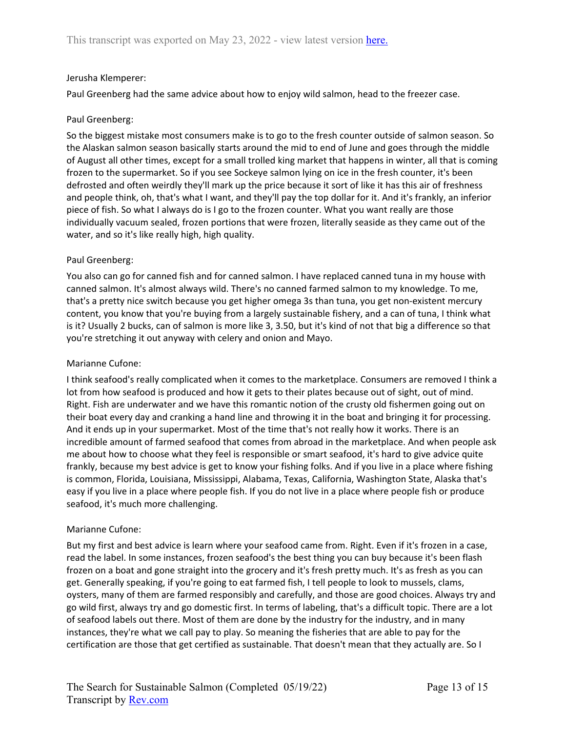Jerusha Klemperer:

Paul Greenberg had the same advice about how to enjoy wild salmon, head to the freezer case.

Paul Greenberg:

So the biggest mistake most consumers make is to go to the fresh counter outside of salmon season. So the Alaskan salmon season basically starts around the mid to end of June and goes through the middle of August all other times, except for a small trolled king market that happens in winter, all that is coming frozen to the supermarket. So if you see Sockeye salmon lying on ice in the fresh counter, it's been defrosted and often weirdly they'll mark up the price because it sort of like it has this air of freshness and people think, oh, that's what I want, and they'll pay the top dollar for it. And it's frankly, an inferior piece of fish. So what I always do is I go to the frozen counter. What you want really are those individually vacuum sealed, frozen portions that were frozen, literally seaside as they came out of the water, and so it's like really high, high quality.

Paul Greenberg:

You also can go for canned fish and for canned salmon. I have replaced canned tuna in my house with canned salmon. It's almost always wild. There's no canned farmed salmon to my knowledge. To me, that's a pretty nice switch because you get higher omega 3s than tuna, you get non-existent mercury content, you know that you're buying from a largely sustainable fishery, and a can of tuna, I think what is it? Usually 2 bucks, can of salmon is more like 3, 3.50, but it's kind of not that big a difference so that you're stretching it out anyway with celery and onion and Mayo.

Marianne Cufone:

I think seafood's really complicated when it comes to the marketplace. Consumers are removed I think a lot from how seafood is produced and how it gets to their plates because out of sight, out of mind. Right. Fish are underwater and we have this romantic notion of the crusty old fishermen going out on their boat every day and cranking a hand line and throwing it in the boat and bringing it for processing. And it ends up in your supermarket. Most of the time that's not really how it works. There is an incredible amount of farmed seafood that comes from abroad in the marketplace. And when people ask me about how to choose what they feel is responsible or smart seafood, it's hard to give advice quite frankly, because my best advice is get to know your fishing folks. And if you live in a place where fishing is common, Florida, Louisiana, Mississippi, Alabama, Texas, California, Washington State, Alaska that's easy if you live in a place where people fish. If you do not live in a place where people fish or produce seafood, it's much more challenging.

Marianne Cufone:

But my first and best advice is learn where your seafood came from. Right. Even if it's frozen in a case, read the label. In some instances, frozen seafood's the best thing you can buy because it's been flash frozen on a boat and gone straight into the grocery and it's fresh pretty much. It's as fresh as you can get. Generally speaking, if you're going to eat farmed fish, I tell people to look to mussels, clams, oysters, many of them are farmed responsibly and carefully, and those are good choices. Always try and go wild first, always try and go domestic first. In terms of labeling, that's a difficult topic. There are a lot of seafood labels out there. Most of them are done by the industry for the industry, and in many instances, they're what we call pay to play. So meaning the fisheries that are able to pay for the certification are those that get certified as sustainable. That doesn't mean that they actually are. So I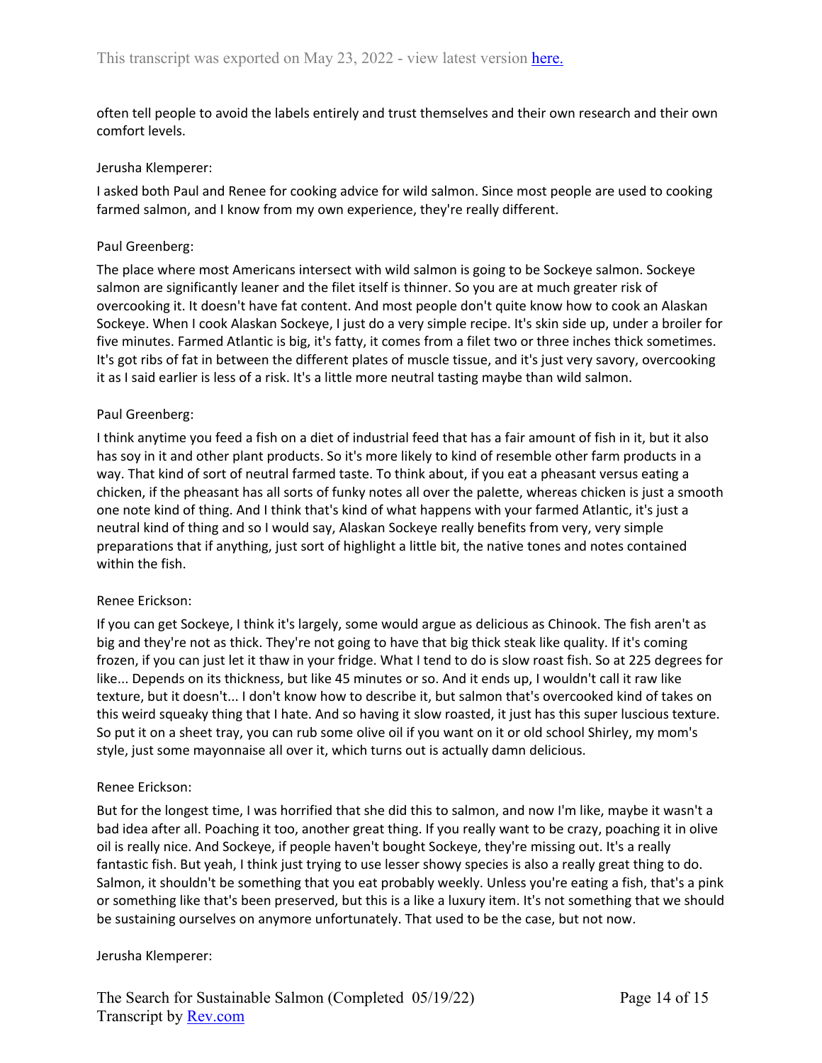often tell people to avoid the labels entirely and trust themselves and their own research and their own comfort levels.

Jerusha Klemperer:

I asked both Paul and Renee for cooking advice for wild salmon. Since most people are used to cooking farmed salmon, and I know from my own experience, they're really different.

Paul Greenberg:

The place where most Americans intersect with wild salmon is going to be Sockeye salmon. Sockeye salmon are significantly leaner and the filet itself is thinner. So you are at much greater risk of overcooking it. It doesn't have fat content. And most people don't quite know how to cook an Alaskan Sockeye. When I cook Alaskan Sockeye, I just do a very simple recipe. It's skin side up, under a broiler for five minutes. Farmed Atlantic is big, it's fatty, it comes from a filet two or three inches thick sometimes. It's got ribs of fat in between the different plates of muscle tissue, and it's just very savory, overcooking it as I said earlier is less of a risk. It's a little more neutral tasting maybe than wild salmon.

Paul Greenberg:

I think anytime you feed a fish on a diet of industrial feed that has a fair amount of fish in it, but it also has soy in it and other plant products. So it's more likely to kind of resemble other farm products in a way. That kind of sort of neutral farmed taste. To think about, if you eat a pheasant versus eating a chicken, if the pheasant has all sorts of funky notes all over the palette, whereas chicken is just a smooth one note kind of thing. And I think that's kind of what happens with your farmed Atlantic, it's just a neutral kind of thing and so I would say, Alaskan Sockeye really benefits from very, very simple preparations that if anything, just sort of highlight a little bit, the native tones and notes contained within the fish.

Renee Erickson:

If you can get Sockeye, I think it's largely, some would argue as delicious as Chinook. The fish aren't as big and they're not as thick. They're not going to have that big thick steak like quality. If it's coming frozen, if you can just let it thaw in your fridge. What I tend to do is slow roast fish. So at 225 degrees for like... Depends on its thickness, but like 45 minutes or so. And it ends up, I wouldn't call it raw like texture, but it doesn't... I don't know how to describe it, but salmon that's overcooked kind of takes on this weird squeaky thing that I hate. And so having it slow roasted, it just has this super luscious texture. So put it on a sheet tray, you can rub some olive oil if you want on it or old school Shirley, my mom's style, just some mayonnaise all over it, which turns out is actually damn delicious.

Renee Erickson:

But for the longest time, I was horrified that she did this to salmon, and now I'm like, maybe it wasn't a bad idea after all. Poaching it too, another great thing. If you really want to be crazy, poaching it in olive oil is really nice. And Sockeye, if people haven't bought Sockeye, they're missing out. It's a really fantastic fish. But yeah, I think just trying to use lesser showy species is also a really great thing to do. Salmon, it shouldn't be something that you eat probably weekly. Unless you're eating a fish, that's a pink or something like that's been preserved, but this is a like a luxury item. It's not something that we should be sustaining ourselves on anymore unfortunately. That used to be the case, but not now.

Jerusha Klemperer: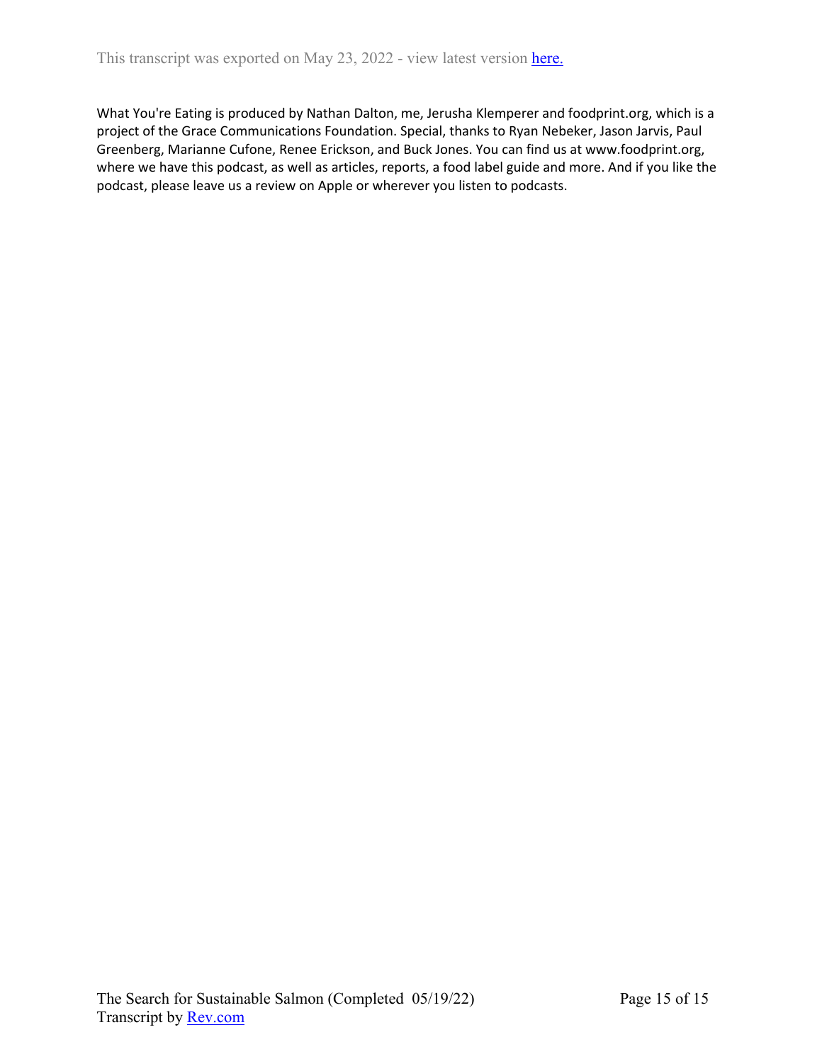What You're Eating is produced by Nathan Dalton, me, Jerusha Klemperer and foodprint.org, which is a project of the Grace Communications Foundation. Special, thanks to Ryan Nebeker, Jason Jarvis, Paul Greenberg, Marianne Cufone, Renee Erickson, and Buck Jones. You can find us at www.foodprint.org, where we have this podcast, as well as articles, reports, a food label guide and more. And if you like the podcast, please leave us a review on Apple or wherever you listen to podcasts.